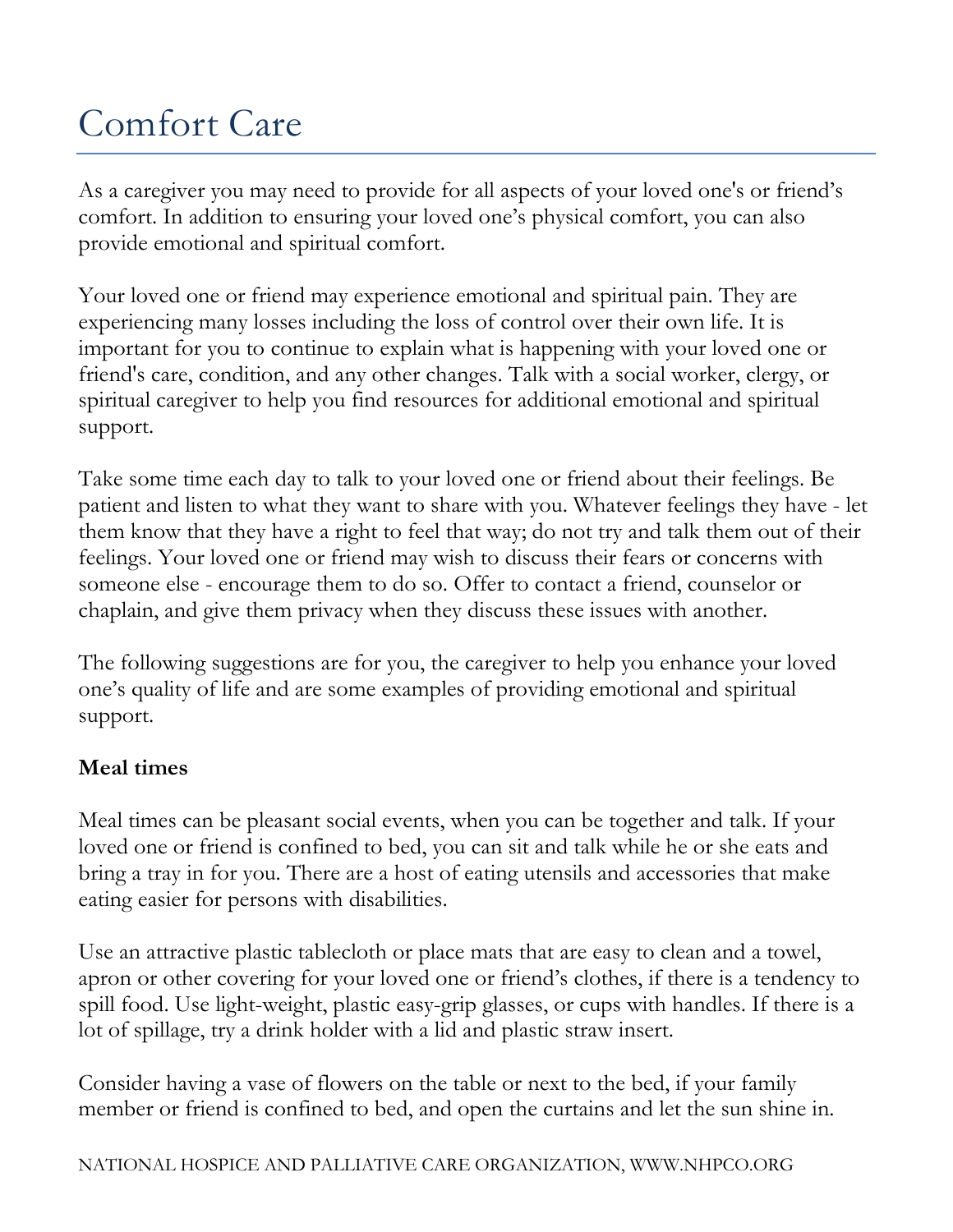# Comfort Care

As a caregiver you may need to provide for all aspects of your loved one's or friend's comfort. In addition to ensuring your loved one's physical comfort, you can also provide emotional and spiritual comfort.

Your loved one or friend may experience emotional and spiritual pain. They are experiencing many losses including the loss of control over their own life. It is important for you to continue to explain what is happening with your loved one or friend's care, condition, and any other changes. Talk with a social worker, clergy, or spiritual caregiver to help you find resources for additional emotional and spiritual support.

Take some time each day to talk to your loved one or friend about their feelings. Be patient and listen to what they want to share with you. Whatever feelings they have - let them know that they have a right to feel that way; do not try and talk them out of their feelings. Your loved one or friend may wish to discuss their fears or concerns with someone else - encourage them to do so. Offer to contact a friend, counselor or chaplain, and give them privacy when they discuss these issues with another.

The following suggestions are for you, the caregiver to help you enhance your loved one's quality of life and are some examples of providing emotional and spiritual support.

**Meal times**

Meal times can be pleasant social events, when you can be together and talk. If your loved one or friend is confined to bed, you can sit and talk while he or she eats and bring a tray in for you. There are a host of eating utensils and accessories that make eating easier for persons with disabilities.

Use an attractive plastic tablecloth or place mats that are easy to clean and a towel, apron or other covering for your loved one or friend's clothes, if there is a tendency to spill food. Use light-weight, plastic easy-grip glasses, or cups with handles. If there is a lot of spillage, try a drink holder with a lid and plastic straw insert.

Consider having a vase of flowers on the table or next to the bed, if your family member or friend is confined to bed, and open the curtains and let the sun shine in.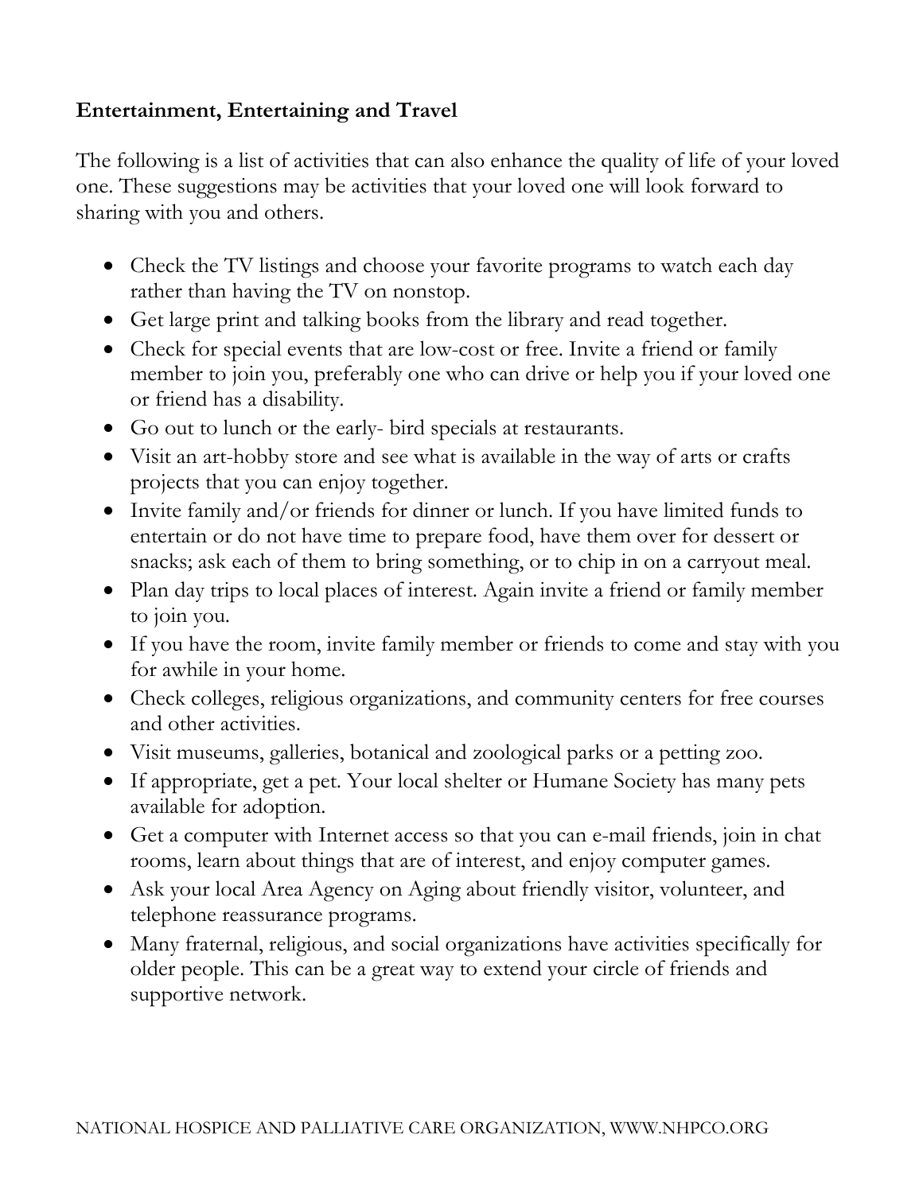**Entertainment, Entertaining and Travel**

The following is a list of activities that can also enhance the quality of life of your loved one. These suggestions may be activities that your loved one will look forward to sharing with you and others.

- Check the TV listings and choose your favorite programs to watch each day rather than having the TV on nonstop.
- Get large print and talking books from the library and read together.
- Check for special events that are low-cost or free. Invite a friend or family member to join you, preferably one who can drive or help you if your loved one or friend has a disability.
- Go out to lunch or the early- bird specials at restaurants.
- Visit an art-hobby store and see what is available in the way of arts or crafts projects that you can enjoy together.
- Invite family and/or friends for dinner or lunch. If you have limited funds to entertain or do not have time to prepare food, have them over for dessert or snacks; ask each of them to bring something, or to chip in on a carryout meal.
- Plan day trips to local places of interest. Again invite a friend or family member to join you.
- If you have the room, invite family member or friends to come and stay with you for awhile in your home.
- Check colleges, religious organizations, and community centers for free courses and other activities.
- Visit museums, galleries, botanical and zoological parks or a petting zoo.
- If appropriate, get a pet. Your local shelter or Humane Society has many pets available for adoption.
- Get a computer with Internet access so that you can e-mail friends, join in chat rooms, learn about things that are of interest, and enjoy computer games.
- Ask your local Area Agency on Aging about friendly visitor, volunteer, and telephone reassurance programs.
- Many fraternal, religious, and social organizations have activities specifically for older people. This can be a great way to extend your circle of friends and supportive network.